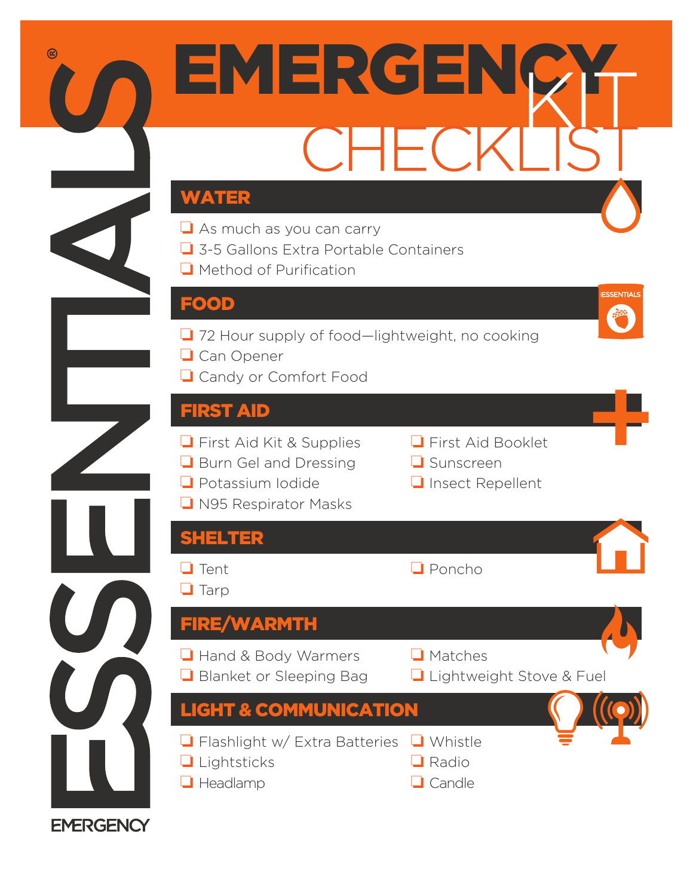# EMERGENCY KIT CHECKLIST

## WATER

- ❑ As much as you can carry
- ❑ 3-5 Gallons Extra Portable Containers
- ❑ Method of Purification

## FOOD

- ❑ 72 Hour supply of food—lightweight, no cooking
- ❑ Can Opener
- ❑ Candy or Comfort Food

## FIRST AID

- ❑ First Aid Kit & Supplies
- ❑ Burn Gel and Dressing
- ❑ Potassium Iodide
- ❑ N95 Respirator Masks
- ❑ First Aid Booklet
- ❑ Sunscreen
- ❑ Insect Repellent

## SHELTER

- ❑ Tent
- ❑ Tarp
- ❑ Poncho

## FIRE/WARMTH

- ❑ Hand & Body Warmers
- ❑ Blanket or Sleeping Bag
- ❑ Matches
- ❑ Lightweight Stove & Fuel

## LIGHT & COMMUNICATION

- ❑ Flashlight w/ Extra Batteries
- ❑ Lightsticks
- ❑ Headlamp
- ❑ Whistle
- ❑ Radio
- ❑ Candle

ESSENTIALS® EMERGENCY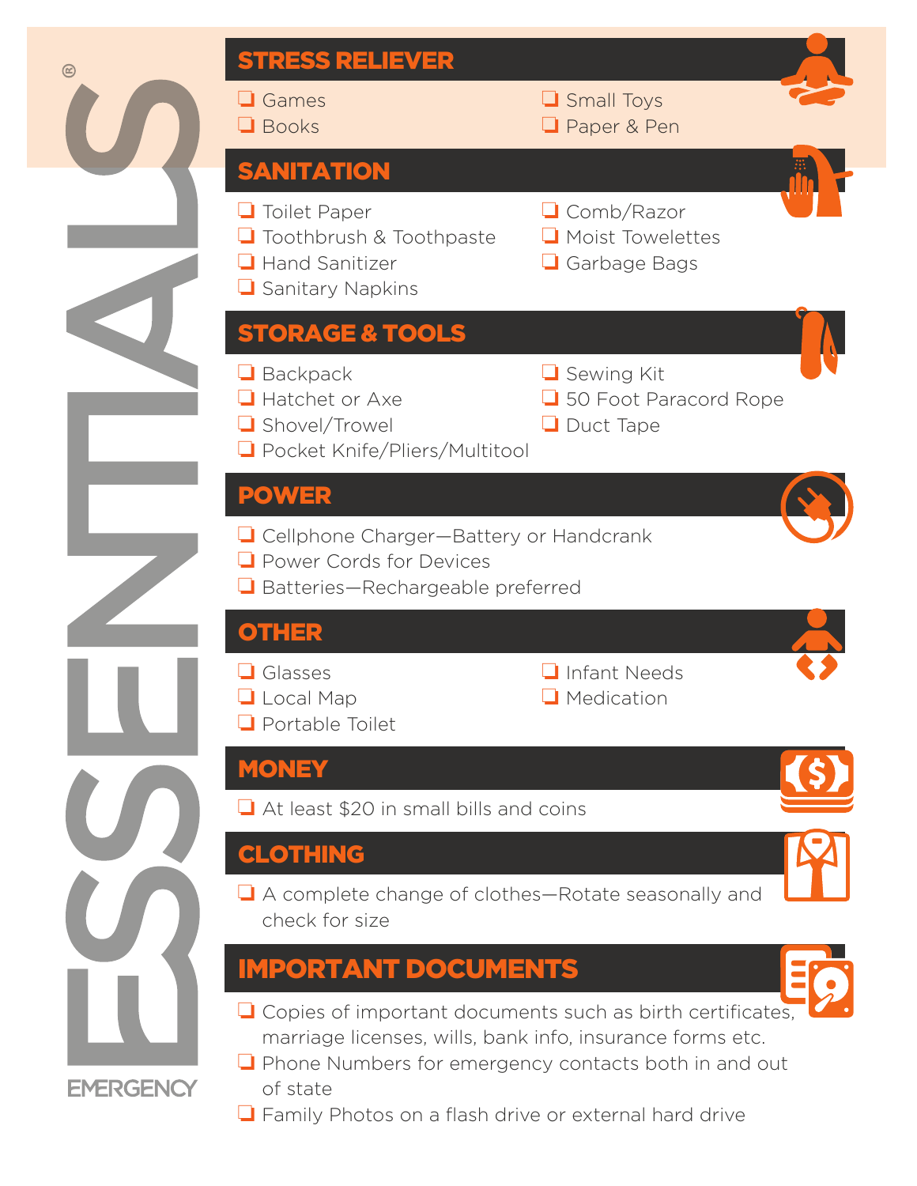# EMERGENCY ESSENTIALS®

## STRESS RELIEVER

- ❑ Games
- ❑ Books
- ❑ Small Toys
- ❑ Paper & Pen

## SANITATION

- ❑ Toilet Paper
- ❑ Toothbrush & Toothpaste
- ❑ Hand Sanitizer
- ❑ Sanitary Napkins
- ❑ Comb/Razor
- ❑ Moist Towelettes
- ❑ Garbage Bags

## STORAGE & TOOLS

- ❑ Backpack
- ❑ Hatchet or Axe
- ❑ Shovel/Trowel
- ❑ Pocket Knife/Pliers/Multitool
- ❑ Sewing Kit
- ❑ 50 Foot Paracord Rope
- ❑ Duct Tape

## POWER

- ❑ Cellphone Charger—Battery or Handcrank
- ❑ Power Cords for Devices
- ❑ Batteries—Rechargeable preferred

## OTHER

- ❑ Glasses
- ❑ Local Map
- ❑ Portable Toilet
- ❑ Infant Needs
- ❑ Medication

## MONEY

- ❑ At least $20 in small bills and coins

## CLOTHING

- ❑ A complete change of clothes—Rotate seasonally and check for size

## IMPORTANT DOCUMENTS

- ❑ Copies of important documents such as birth certificates, marriage licenses, wills, bank info, insurance forms etc.
- ❑ Phone Numbers for emergency contacts both in and out of state
- ❑ Family Photos on a flash drive or external hard drive